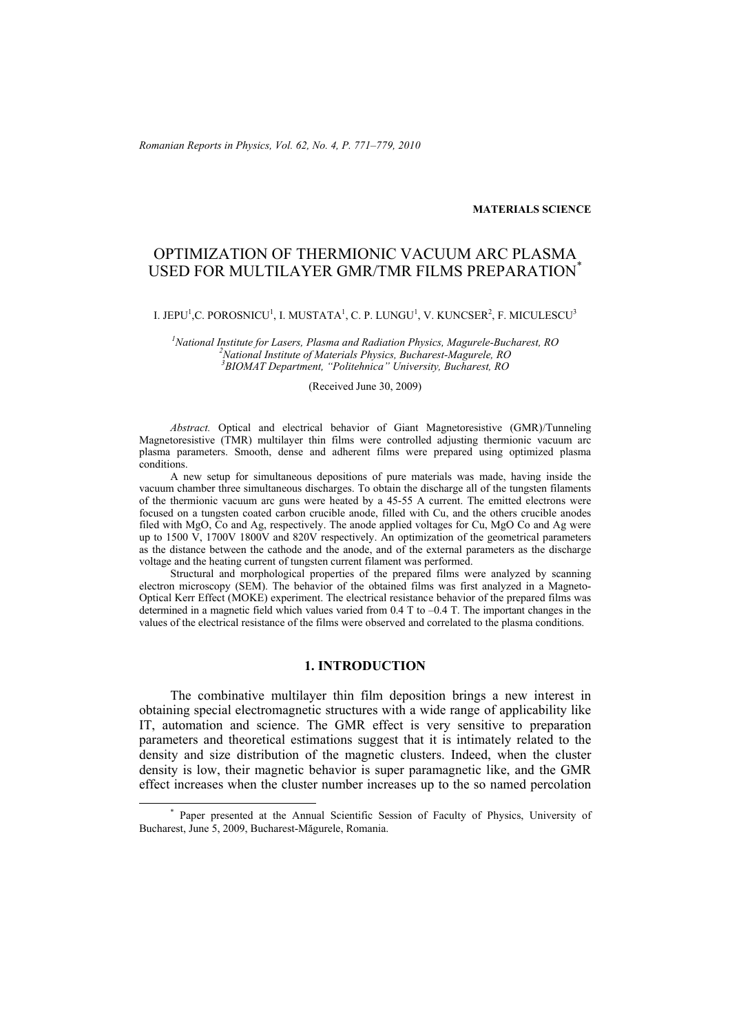**MATERIALS SCIENCE**

# OPTIMIZATION OF THERMIONIC VACUUM ARC PLASMA USED FOR MULTILAYER GMR/TMR FILMS PREPARATION[*]

I. JEPU[1], C. POROSNICU[1], I. MUSTATA[1], C. P. LUNGU[1], V. KUNCSER[2], F. MICULESCU[3]

*[1]National Institute for Lasers, Plasma and Radiation Physics, Magurele-Bucharest, RO*
*[2]National Institute of Materials Physics, Bucharest-Magurele, RO*
*[3]BIOMAT Department, "Politehnica" University, Bucharest, RO*

(Received June 30, 2009)

*Abstract.* Optical and electrical behavior of Giant Magnetoresistive (GMR)/Tunneling Magnetoresistive (TMR) multilayer thin films were controlled adjusting thermionic vacuum arc plasma parameters. Smooth, dense and adherent films were prepared using optimized plasma conditions.

A new setup for simultaneous depositions of pure materials was made, having inside the vacuum chamber three simultaneous discharges. To obtain the discharge all of the tungsten filaments of the thermionic vacuum arc guns were heated by a 45-55 A current. The emitted electrons were focused on a tungsten coated carbon crucible anode, filled with Cu, and the others crucible anodes filed with MgO, Co and Ag, respectively. The anode applied voltages for Cu, MgO Co and Ag were up to 1500 V, 1700V 1800V and 820V respectively. An optimization of the geometrical parameters as the distance between the cathode and the anode, and of the external parameters as the discharge voltage and the heating current of tungsten current filament was performed.

Structural and morphological properties of the prepared films were analyzed by scanning electron microscopy (SEM). The behavior of the obtained films was first analyzed in a Magneto-Optical Kerr Effect (MOKE) experiment. The electrical resistance behavior of the prepared films was determined in a magnetic field which values varied from 0.4 T to –0.4 T. The important changes in the values of the electrical resistance of the films were observed and correlated to the plasma conditions.

## 1. INTRODUCTION

The combinative multilayer thin film deposition brings a new interest in obtaining special electromagnetic structures with a wide range of applicability like IT, automation and science. The GMR effect is very sensitive to preparation parameters and theoretical estimations suggest that it is intimately related to the density and size distribution of the magnetic clusters. Indeed, when the cluster density is low, their magnetic behavior is super paramagnetic like, and the GMR effect increases when the cluster number increases up to the so named percolation

[*] Paper presented at the Annual Scientific Session of Faculty of Physics, University of Bucharest, June 5, 2009, Bucharest-Măgurele, Romania.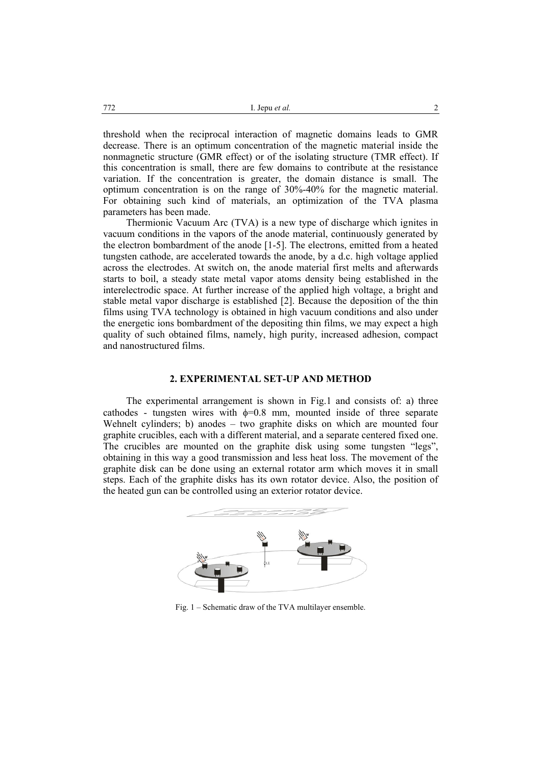threshold when the reciprocal interaction of magnetic domains leads to GMR decrease. There is an optimum concentration of the magnetic material inside the nonmagnetic structure (GMR effect) or of the isolating structure (TMR effect). If this concentration is small, there are few domains to contribute at the resistance variation. If the concentration is greater, the domain distance is small. The optimum concentration is on the range of 30%-40% for the magnetic material. For obtaining such kind of materials, an optimization of the TVA plasma parameters has been made.

Thermionic Vacuum Arc (TVA) is a new type of discharge which ignites in vacuum conditions in the vapors of the anode material, continuously generated by the electron bombardment of the anode [1-5]. The electrons, emitted from a heated tungsten cathode, are accelerated towards the anode, by a d.c. high voltage applied across the electrodes. At switch on, the anode material first melts and afterwards starts to boil, a steady state metal vapor atoms density being established in the interelectrodic space. At further increase of the applied high voltage, a bright and stable metal vapor discharge is established [2]. Because the deposition of the thin films using TVA technology is obtained in high vacuum conditions and also under the energetic ions bombardment of the depositing thin films, we may expect a high quality of such obtained films, namely, high purity, increased adhesion, compact and nanostructured films.

## 2. EXPERIMENTAL SET-UP AND METHOD

The experimental arrangement is shown in Fig.1 and consists of: a) three cathodes - tungsten wires with $\phi$=0.8 mm, mounted inside of three separate Wehnelt cylinders; b) anodes – two graphite disks on which are mounted four graphite crucibles, each with a different material, and a separate centered fixed one. The crucibles are mounted on the graphite disk using some tungsten "legs", obtaining in this way a good transmission and less heat loss. The movement of the graphite disk can be done using an external rotator arm which moves it in small steps. Each of the graphite disks has its own rotator device. Also, the position of the heated gun can be controlled using an exterior rotator device.

Fig. 1 – Schematic draw of the TVA multilayer ensemble.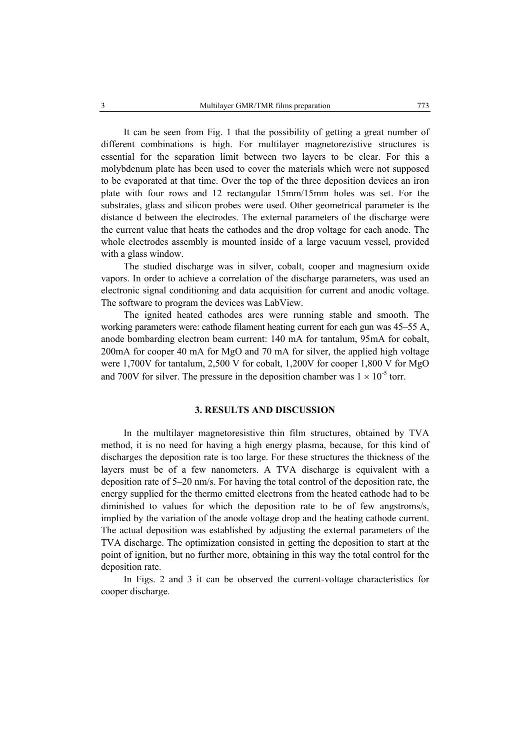It can be seen from Fig. 1 that the possibility of getting a great number of different combinations is high. For multilayer magnetorezistive structures is essential for the separation limit between two layers to be clear. For this a molybdenum plate has been used to cover the materials which were not supposed to be evaporated at that time. Over the top of the three deposition devices an iron plate with four rows and 12 rectangular 15mm/15mm holes was set. For the substrates, glass and silicon probes were used. Other geometrical parameter is the distance d between the electrodes. The external parameters of the discharge were the current value that heats the cathodes and the drop voltage for each anode. The whole electrodes assembly is mounted inside of a large vacuum vessel, provided with a glass window.

The studied discharge was in silver, cobalt, cooper and magnesium oxide vapors. In order to achieve a correlation of the discharge parameters, was used an electronic signal conditioning and data acquisition for current and anodic voltage. The software to program the devices was LabView.

The ignited heated cathodes arcs were running stable and smooth. The working parameters were: cathode filament heating current for each gun was 45–55 A, anode bombarding electron beam current: 140 mA for tantalum, 95mA for cobalt, 200mA for cooper 40 mA for MgO and 70 mA for silver, the applied high voltage were 1,700V for tantalum, 2,500 V for cobalt, 1,200V for cooper 1,800 V for MgO and 700V for silver. The pressure in the deposition chamber was $1 \times 10^{-5}$ torr.

## 3. RESULTS AND DISCUSSION

In the multilayer magnetoresistive thin film structures, obtained by TVA method, it is no need for having a high energy plasma, because, for this kind of discharges the deposition rate is too large. For these structures the thickness of the layers must be of a few nanometers. A TVA discharge is equivalent with a deposition rate of 5–20 nm/s. For having the total control of the deposition rate, the energy supplied for the thermo emitted electrons from the heated cathode had to be diminished to values for which the deposition rate to be of few angstroms/s, implied by the variation of the anode voltage drop and the heating cathode current. The actual deposition was established by adjusting the external parameters of the TVA discharge. The optimization consisted in getting the deposition to start at the point of ignition, but no further more, obtaining in this way the total control for the deposition rate.

In Figs. 2 and 3 it can be observed the current-voltage characteristics for cooper discharge.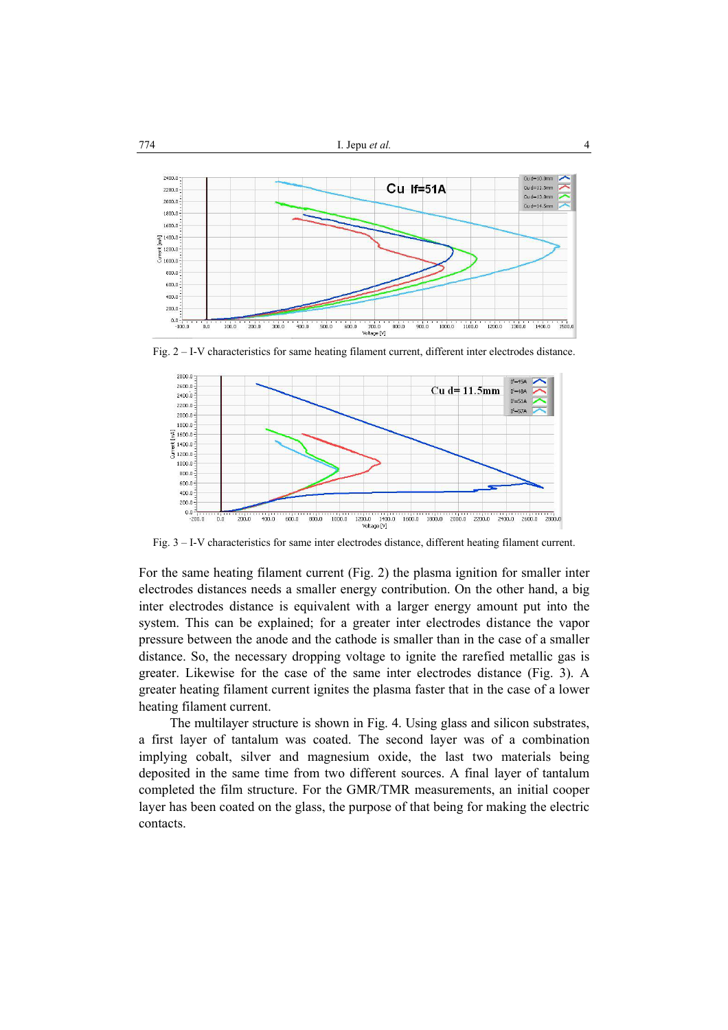Fig. 2 – I-V characteristics for same heating filament current, different inter electrodes distance.

Fig. 3 – I-V characteristics for same inter electrodes distance, different heating filament current.

For the same heating filament current (Fig. 2) the plasma ignition for smaller inter electrodes distances needs a smaller energy contribution. On the other hand, a big inter electrodes distance is equivalent with a larger energy amount put into the system. This can be explained; for a greater inter electrodes distance the vapor pressure between the anode and the cathode is smaller than in the case of a smaller distance. So, the necessary dropping voltage to ignite the rarefied metallic gas is greater. Likewise for the case of the same inter electrodes distance (Fig. 3). A greater heating filament current ignites the plasma faster that in the case of a lower heating filament current.

The multilayer structure is shown in Fig. 4. Using glass and silicon substrates, a first layer of tantalum was coated. The second layer was of a combination implying cobalt, silver and magnesium oxide, the last two materials being deposited in the same time from two different sources. A final layer of tantalum completed the film structure. For the GMR/TMR measurements, an initial cooper layer has been coated on the glass, the purpose of that being for making the electric contacts.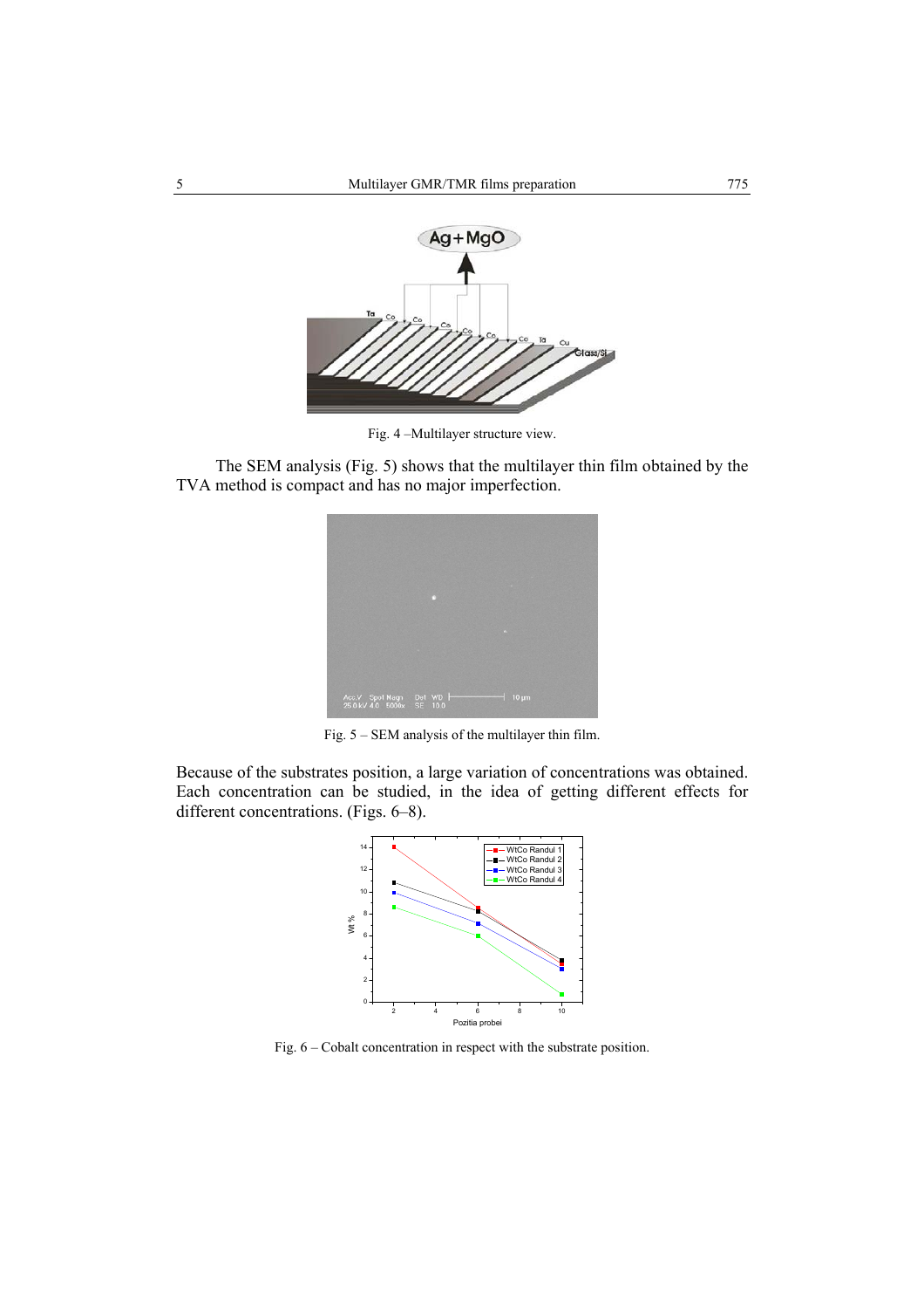Fig. 4 –Multilayer structure view.

The SEM analysis (Fig. 5) shows that the multilayer thin film obtained by the TVA method is compact and has no major imperfection.

Fig. 5 – SEM analysis of the multilayer thin film.

Because of the substrates position, a large variation of concentrations was obtained. Each concentration can be studied, in the idea of getting different effects for different concentrations. (Figs. 6–8).

Fig. 6 – Cobalt concentration in respect with the substrate position.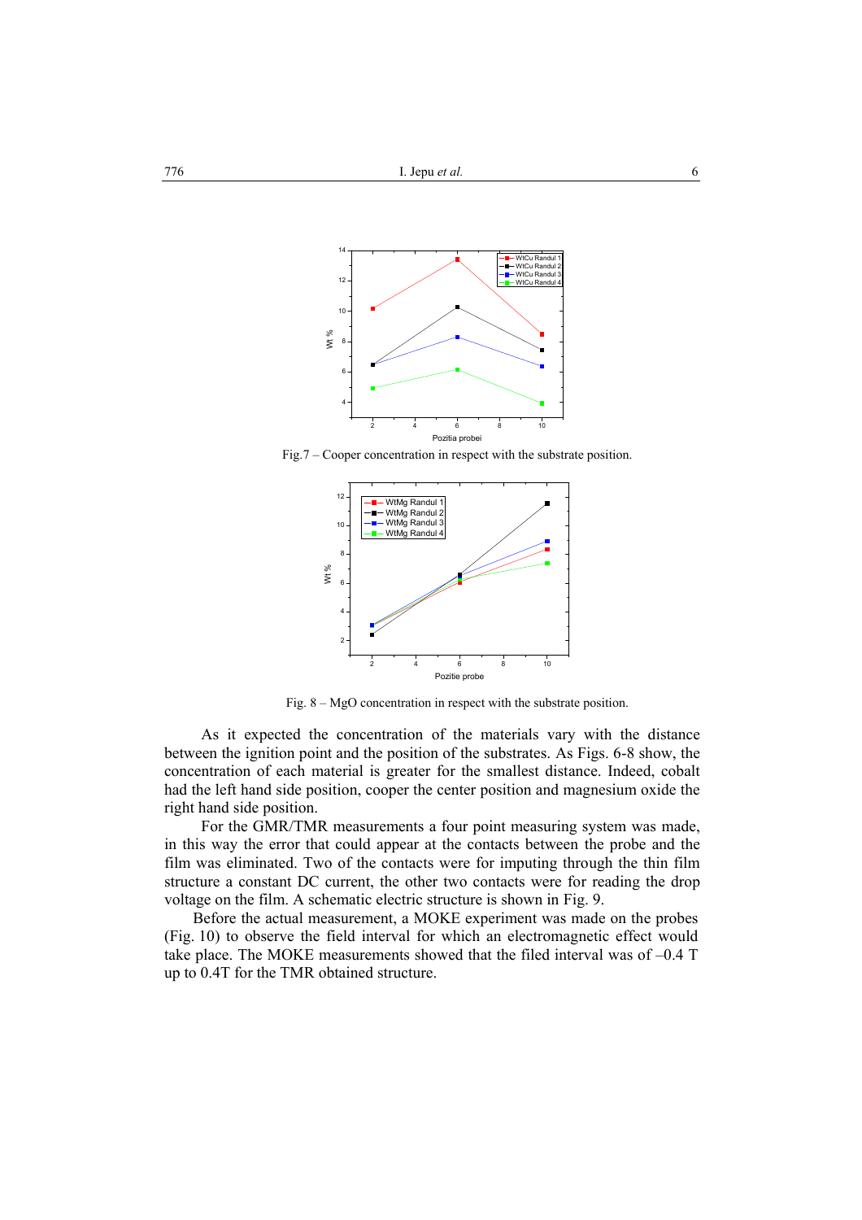Fig.7 – Cooper concentration in respect with the substrate position.

Fig. 8 – MgO concentration in respect with the substrate position.

As it expected the concentration of the materials vary with the distance between the ignition point and the position of the substrates. As Figs. 6-8 show, the concentration of each material is greater for the smallest distance. Indeed, cobalt had the left hand side position, cooper the center position and magnesium oxide the right hand side position.

For the GMR/TMR measurements a four point measuring system was made, in this way the error that could appear at the contacts between the probe and the film was eliminated. Two of the contacts were for imputing through the thin film structure a constant DC current, the other two contacts were for reading the drop voltage on the film. A schematic electric structure is shown in Fig. 9.

Before the actual measurement, a MOKE experiment was made on the probes (Fig. 10) to observe the field interval for which an electromagnetic effect would take place. The MOKE measurements showed that the filed interval was of –0.4 T up to 0.4T for the TMR obtained structure.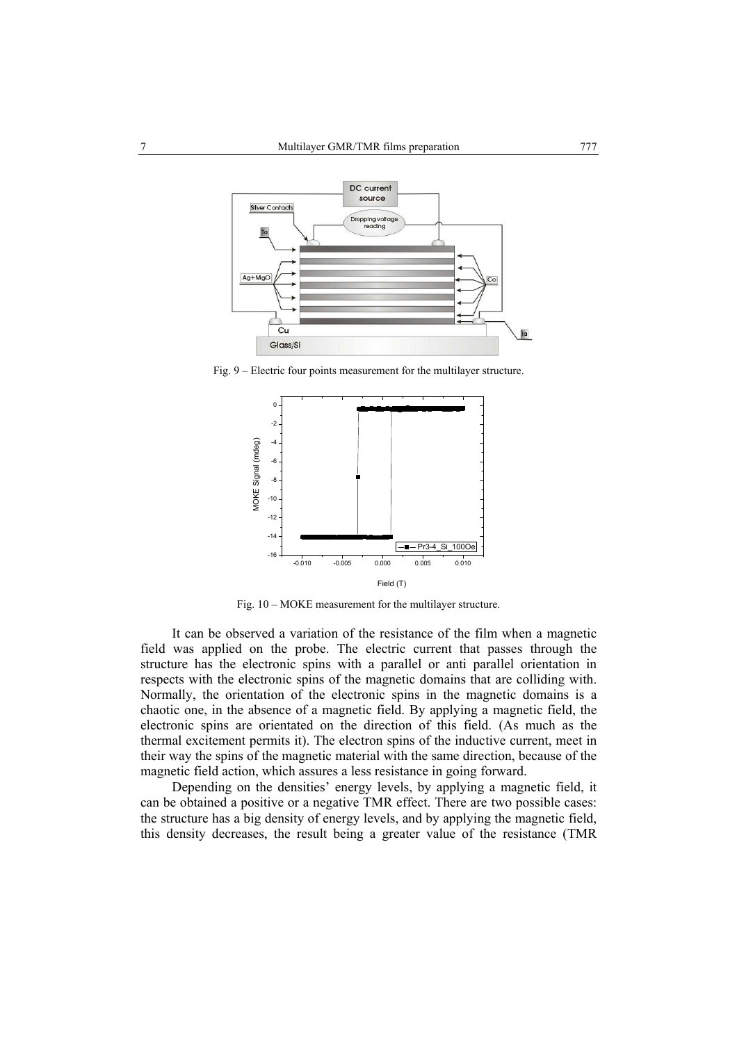Fig. 9 – Electric four points measurement for the multilayer structure.

Fig. 10 – MOKE measurement for the multilayer structure.

It can be observed a variation of the resistance of the film when a magnetic field was applied on the probe. The electric current that passes through the structure has the electronic spins with a parallel or anti parallel orientation in respects with the electronic spins of the magnetic domains that are colliding with. Normally, the orientation of the electronic spins in the magnetic domains is a chaotic one, in the absence of a magnetic field. By applying a magnetic field, the electronic spins are orientated on the direction of this field. (As much as the thermal excitement permits it). The electron spins of the inductive current, meet in their way the spins of the magnetic material with the same direction, because of the magnetic field action, which assures a less resistance in going forward.

Depending on the densities' energy levels, by applying a magnetic field, it can be obtained a positive or a negative TMR effect. There are two possible cases: the structure has a big density of energy levels, and by applying the magnetic field, this density decreases, the result being a greater value of the resistance (TMR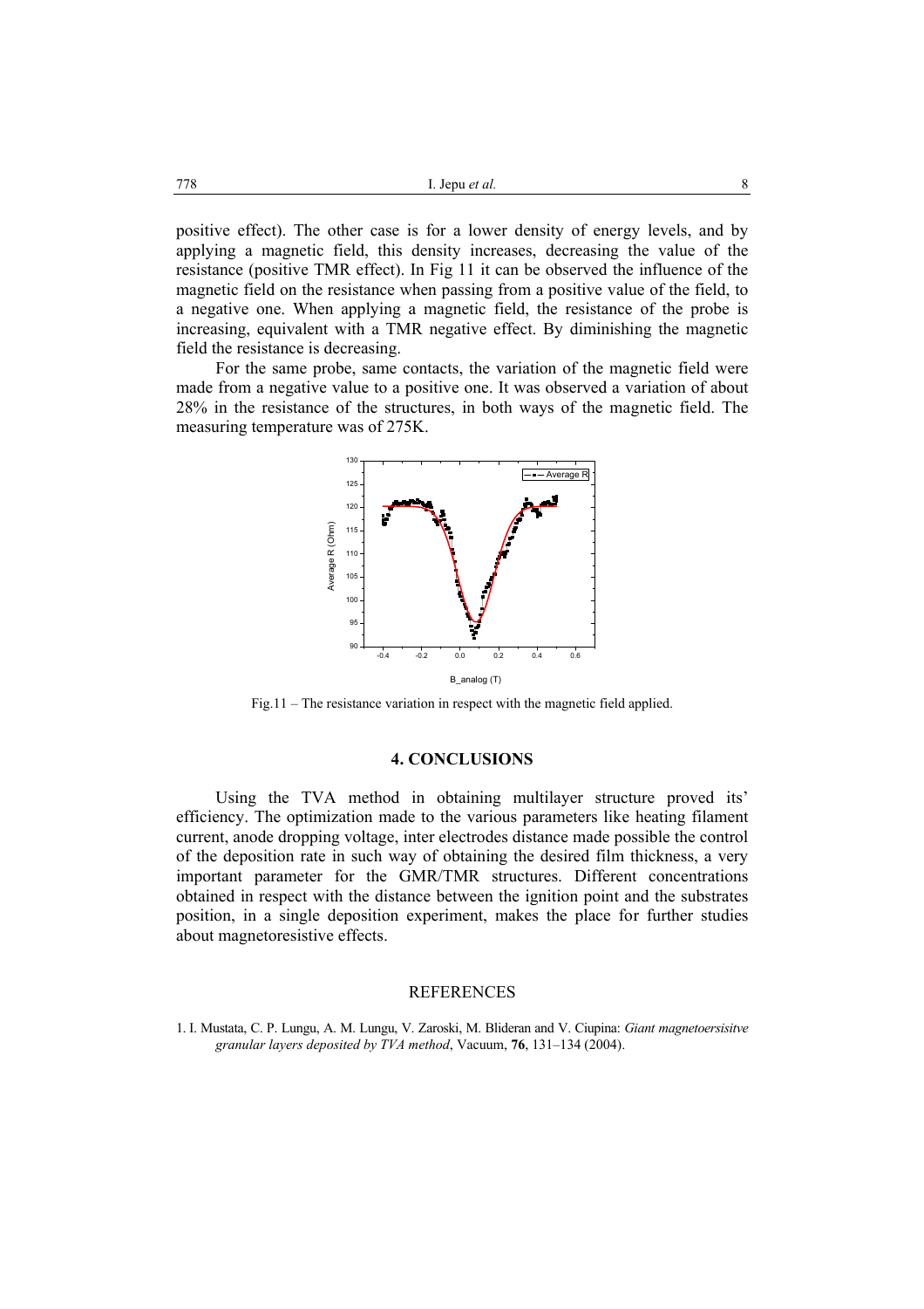positive effect). The other case is for a lower density of energy levels, and by applying a magnetic field, this density increases, decreasing the value of the resistance (positive TMR effect). In Fig 11 it can be observed the influence of the magnetic field on the resistance when passing from a positive value of the field, to a negative one. When applying a magnetic field, the resistance of the probe is increasing, equivalent with a TMR negative effect. By diminishing the magnetic field the resistance is decreasing.

For the same probe, same contacts, the variation of the magnetic field were made from a negative value to a positive one. It was observed a variation of about 28% in the resistance of the structures, in both ways of the magnetic field. The measuring temperature was of 275K.

Fig.11 – The resistance variation in respect with the magnetic field applied.

## 4. CONCLUSIONS

Using the TVA method in obtaining multilayer structure proved its' efficiency. The optimization made to the various parameters like heating filament current, anode dropping voltage, inter electrodes distance made possible the control of the deposition rate in such way of obtaining the desired film thickness, a very important parameter for the GMR/TMR structures. Different concentrations obtained in respect with the distance between the ignition point and the substrates position, in a single deposition experiment, makes the place for further studies about magnetoresistive effects.

## REFERENCES

1. I. Mustata, C. P. Lungu, A. M. Lungu, V. Zaroski, M. Blideran and V. Ciupina: *Giant magnetoersisitve granular layers deposited by TVA method*, Vacuum, **76**, 131–134 (2004).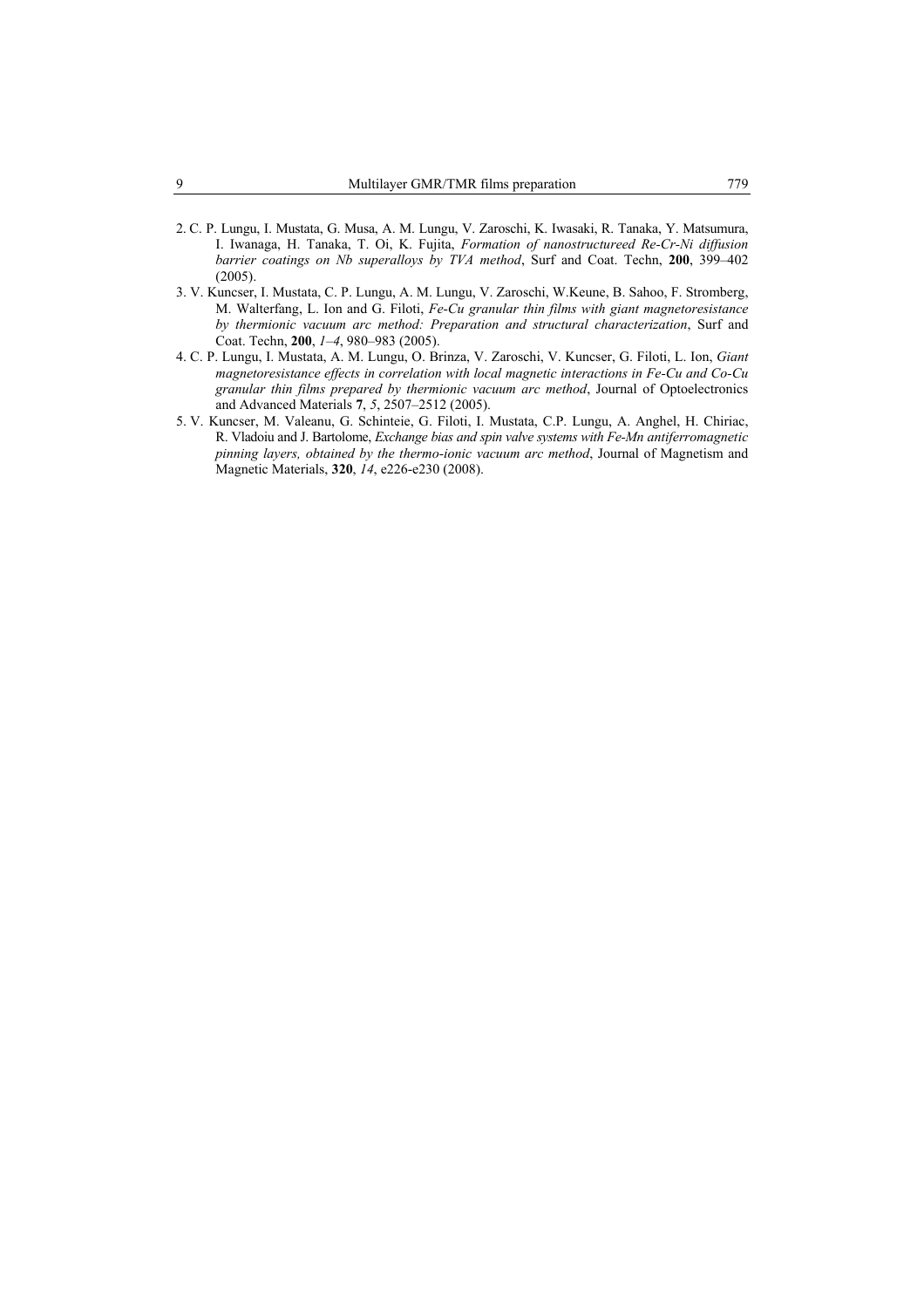2. C. P. Lungu, I. Mustata, G. Musa, A. M. Lungu, V. Zaroschi, K. Iwasaki, R. Tanaka, Y. Matsumura, I. Iwanaga, H. Tanaka, T. Oi, K. Fujita, *Formation of nanostructureed Re-Cr-Ni diffusion barrier coatings on Nb superalloys by TVA method*, Surf and Coat. Techn, **200**, 399–402 (2005).
3. V. Kuncser, I. Mustata, C. P. Lungu, A. M. Lungu, V. Zaroschi, W.Keune, B. Sahoo, F. Stromberg, M. Walterfang, L. Ion and G. Filoti, *Fe-Cu granular thin films with giant magnetoresistance by thermionic vacuum arc method: Preparation and structural characterization*, Surf and Coat. Techn, **200**, *1–4*, 980–983 (2005).
4. C. P. Lungu, I. Mustata, A. M. Lungu, O. Brinza, V. Zaroschi, V. Kuncser, G. Filoti, L. Ion, *Giant magnetoresistance effects in correlation with local magnetic interactions in Fe-Cu and Co-Cu granular thin films prepared by thermionic vacuum arc method*, Journal of Optoelectronics and Advanced Materials **7**, *5*, 2507–2512 (2005).
5. V. Kuncser, M. Valeanu, G. Schinteie, G. Filoti, I. Mustata, C.P. Lungu, A. Anghel, H. Chiriac, R. Vladoiu and J. Bartolome, *Exchange bias and spin valve systems with Fe-Mn antiferromagnetic pinning layers, obtained by the thermo-ionic vacuum arc method*, Journal of Magnetism and Magnetic Materials, **320**, *14*, e226-e230 (2008).